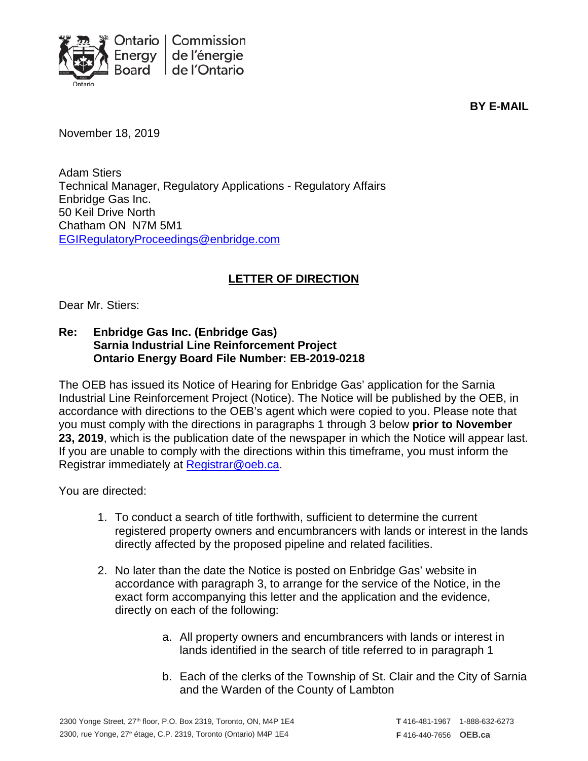Ontario Energy Board | Commission de l'énergie de l'Ontario

**BY E-MAIL**

November 18, 2019

Adam Stiers
Technical Manager, Regulatory Applications - Regulatory Affairs
Enbridge Gas Inc.
50 Keil Drive North
Chatham ON N7M 5M1
EGIRegulatoryProceedings@enbridge.com

## LETTER OF DIRECTION

Dear Mr. Stiers:

**Re: Enbridge Gas Inc. (Enbridge Gas)**
**Sarnia Industrial Line Reinforcement Project**
**Ontario Energy Board File Number: EB-2019-0218**

The OEB has issued its Notice of Hearing for Enbridge Gas' application for the Sarnia Industrial Line Reinforcement Project (Notice). The Notice will be published by the OEB, in accordance with directions to the OEB's agent which were copied to you. Please note that you must comply with the directions in paragraphs 1 through 3 below **prior to November 23, 2019**, which is the publication date of the newspaper in which the Notice will appear last. If you are unable to comply with the directions within this timeframe, you must inform the Registrar immediately at Registrar@oeb.ca.

You are directed:

1. To conduct a search of title forthwith, sufficient to determine the current registered property owners and encumbrancers with lands or interest in the lands directly affected by the proposed pipeline and related facilities.

2. No later than the date the Notice is posted on Enbridge Gas' website in accordance with paragraph 3, to arrange for the service of the Notice, in the exact form accompanying this letter and the application and the evidence, directly on each of the following:

    a. All property owners and encumbrancers with lands or interest in lands identified in the search of title referred to in paragraph 1

    b. Each of the clerks of the Township of St. Clair and the City of Sarnia and the Warden of the County of Lambton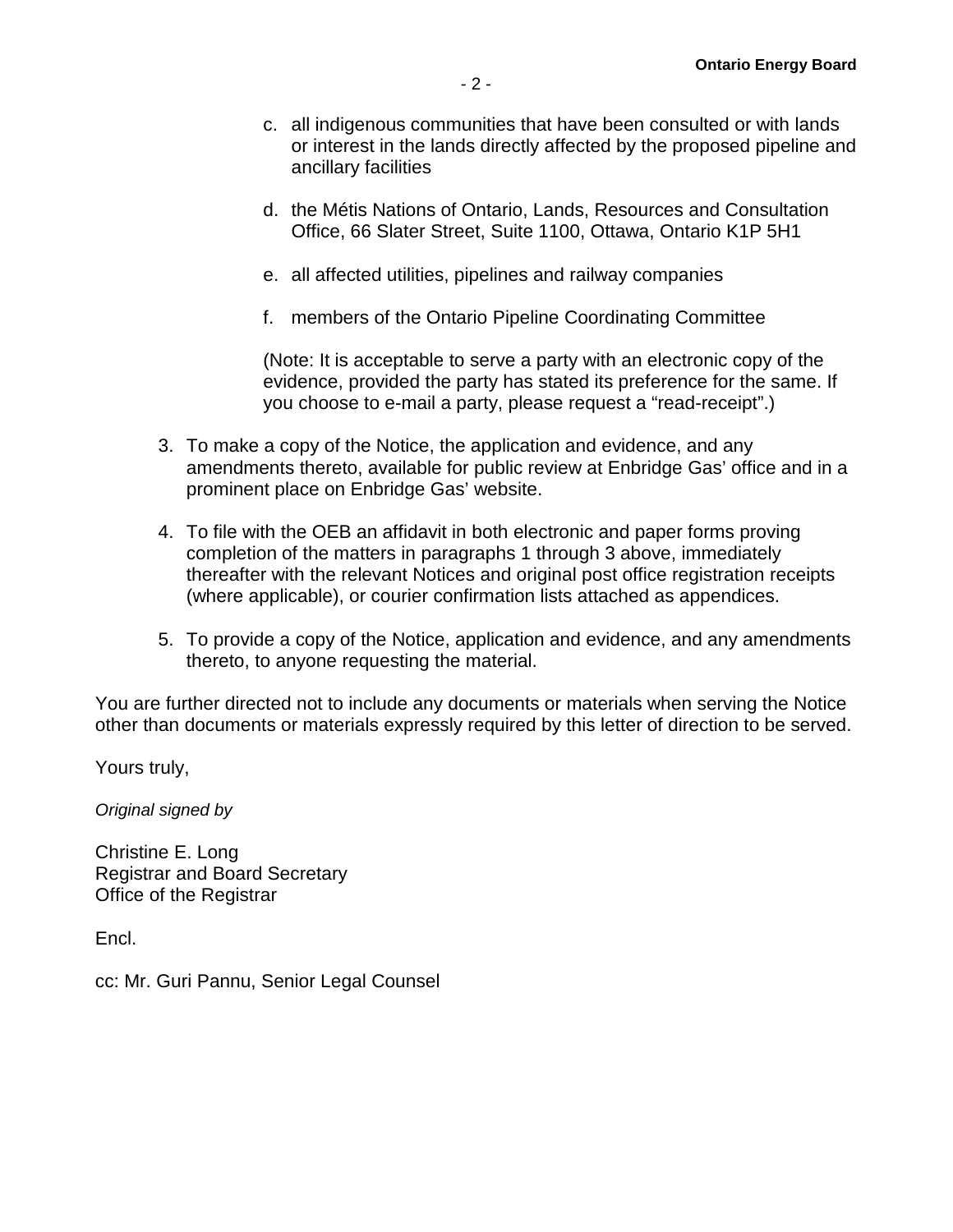c. all indigenous communities that have been consulted or with lands or interest in the lands directly affected by the proposed pipeline and ancillary facilities

d. the Métis Nations of Ontario, Lands, Resources and Consultation Office, 66 Slater Street, Suite 1100, Ottawa, Ontario K1P 5H1

e. all affected utilities, pipelines and railway companies

f. members of the Ontario Pipeline Coordinating Committee

(Note: It is acceptable to serve a party with an electronic copy of the evidence, provided the party has stated its preference for the same. If you choose to e-mail a party, please request a "read-receipt".)

3. To make a copy of the Notice, the application and evidence, and any amendments thereto, available for public review at Enbridge Gas' office and in a prominent place on Enbridge Gas' website.

4. To file with the OEB an affidavit in both electronic and paper forms proving completion of the matters in paragraphs 1 through 3 above, immediately thereafter with the relevant Notices and original post office registration receipts (where applicable), or courier confirmation lists attached as appendices.

5. To provide a copy of the Notice, application and evidence, and any amendments thereto, to anyone requesting the material.

You are further directed not to include any documents or materials when serving the Notice other than documents or materials expressly required by this letter of direction to be served.

Yours truly,

*Original signed by*

Christine E. Long
Registrar and Board Secretary
Office of the Registrar

Encl.

cc: Mr. Guri Pannu, Senior Legal Counsel